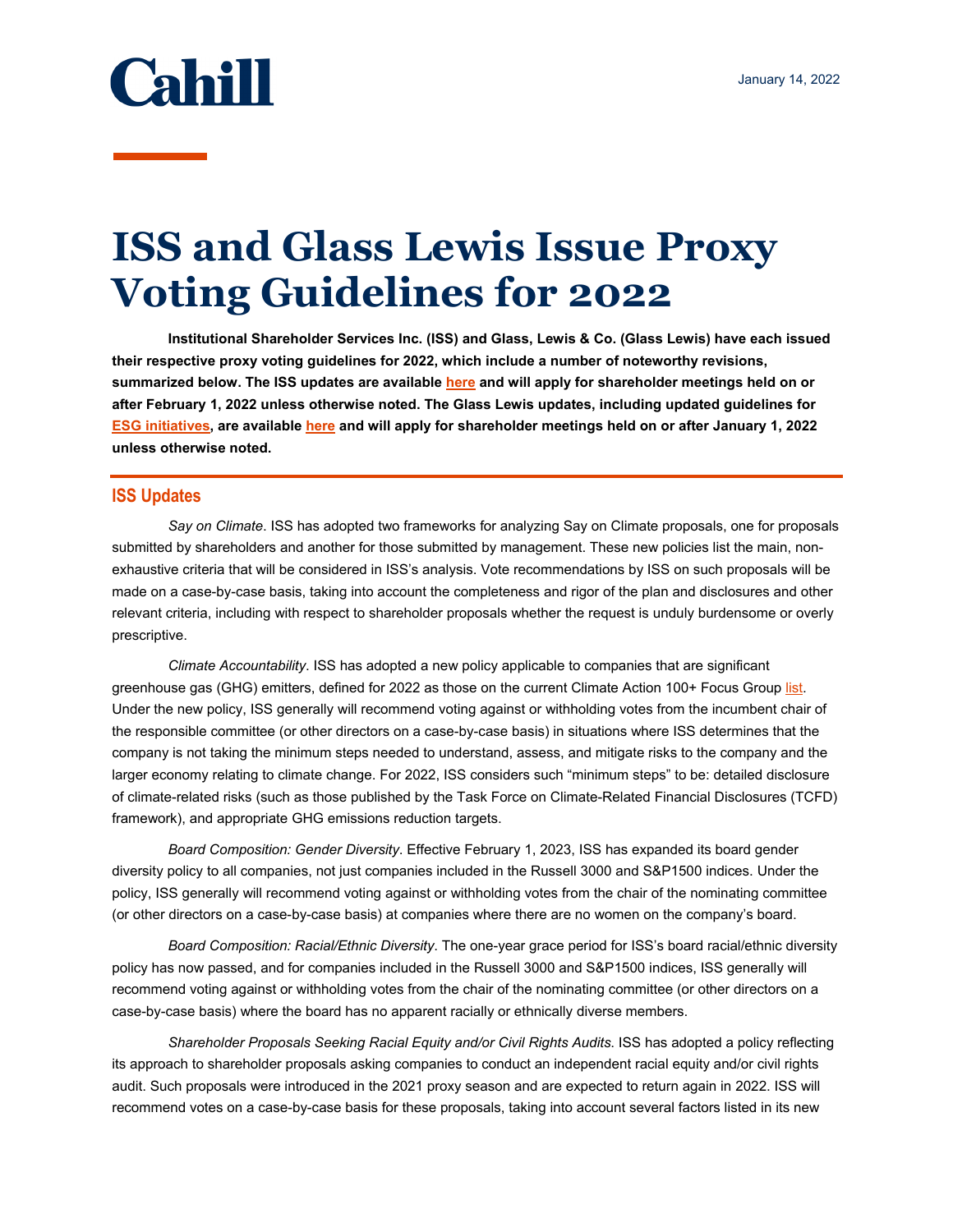Cahill

January 14, 2022

# ISS and Glass Lewis Issue Proxy Voting Guidelines for 2022

**Institutional Shareholder Services Inc. (ISS) and Glass, Lewis & Co. (Glass Lewis) have each issued their respective proxy voting guidelines for 2022, which include a number of noteworthy revisions, summarized below. The ISS updates are available here and will apply for shareholder meetings held on or after February 1, 2022 unless otherwise noted. The Glass Lewis updates, including updated guidelines for ESG initiatives, are available here and will apply for shareholder meetings held on or after January 1, 2022 unless otherwise noted.**

## ISS Updates

*Say on Climate*. ISS has adopted two frameworks for analyzing Say on Climate proposals, one for proposals submitted by shareholders and another for those submitted by management. These new policies list the main, non-exhaustive criteria that will be considered in ISS's analysis. Vote recommendations by ISS on such proposals will be made on a case-by-case basis, taking into account the completeness and rigor of the plan and disclosures and other relevant criteria, including with respect to shareholder proposals whether the request is unduly burdensome or overly prescriptive.

*Climate Accountability*. ISS has adopted a new policy applicable to companies that are significant greenhouse gas (GHG) emitters, defined for 2022 as those on the current Climate Action 100+ Focus Group list. Under the new policy, ISS generally will recommend voting against or withholding votes from the incumbent chair of the responsible committee (or other directors on a case-by-case basis) in situations where ISS determines that the company is not taking the minimum steps needed to understand, assess, and mitigate risks to the company and the larger economy relating to climate change. For 2022, ISS considers such "minimum steps" to be: detailed disclosure of climate-related risks (such as those published by the Task Force on Climate-Related Financial Disclosures (TCFD) framework), and appropriate GHG emissions reduction targets.

*Board Composition: Gender Diversity*. Effective February 1, 2023, ISS has expanded its board gender diversity policy to all companies, not just companies included in the Russell 3000 and S&P1500 indices. Under the policy, ISS generally will recommend voting against or withholding votes from the chair of the nominating committee (or other directors on a case-by-case basis) at companies where there are no women on the company's board.

*Board Composition: Racial/Ethnic Diversity*. The one-year grace period for ISS's board racial/ethnic diversity policy has now passed, and for companies included in the Russell 3000 and S&P1500 indices, ISS generally will recommend voting against or withholding votes from the chair of the nominating committee (or other directors on a case-by-case basis) where the board has no apparent racially or ethnically diverse members.

*Shareholder Proposals Seeking Racial Equity and/or Civil Rights Audits.* ISS has adopted a policy reflecting its approach to shareholder proposals asking companies to conduct an independent racial equity and/or civil rights audit. Such proposals were introduced in the 2021 proxy season and are expected to return again in 2022. ISS will recommend votes on a case-by-case basis for these proposals, taking into account several factors listed in its new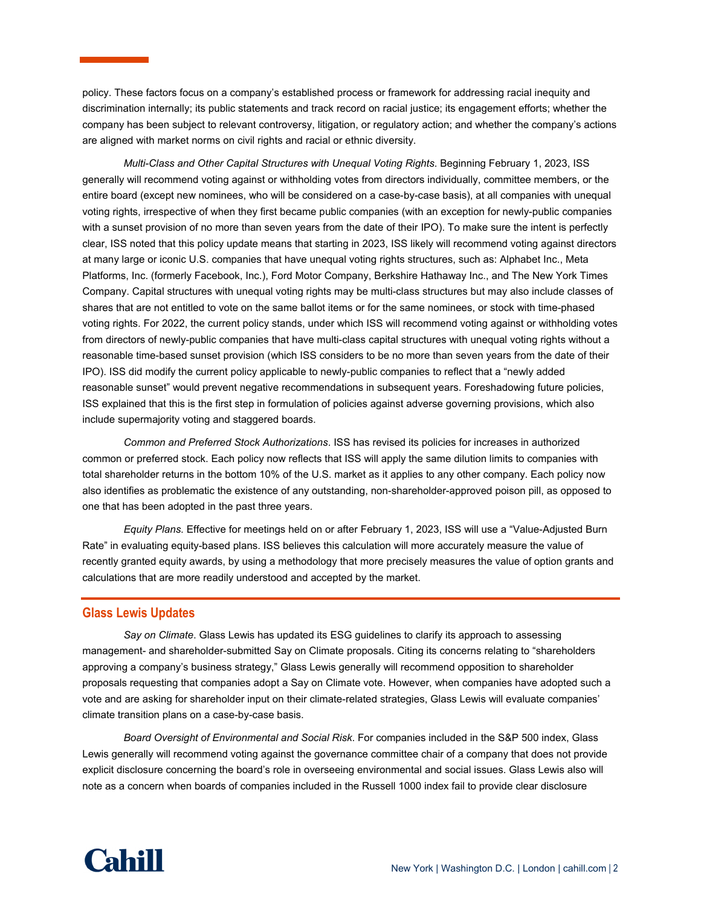policy. These factors focus on a company's established process or framework for addressing racial inequity and discrimination internally; its public statements and track record on racial justice; its engagement efforts; whether the company has been subject to relevant controversy, litigation, or regulatory action; and whether the company's actions are aligned with market norms on civil rights and racial or ethnic diversity.

*Multi-Class and Other Capital Structures with Unequal Voting Rights*. Beginning February 1, 2023, ISS generally will recommend voting against or withholding votes from directors individually, committee members, or the entire board (except new nominees, who will be considered on a case-by-case basis), at all companies with unequal voting rights, irrespective of when they first became public companies (with an exception for newly-public companies with a sunset provision of no more than seven years from the date of their IPO). To make sure the intent is perfectly clear, ISS noted that this policy update means that starting in 2023, ISS likely will recommend voting against directors at many large or iconic U.S. companies that have unequal voting rights structures, such as: Alphabet Inc., Meta Platforms, Inc. (formerly Facebook, Inc.), Ford Motor Company, Berkshire Hathaway Inc., and The New York Times Company. Capital structures with unequal voting rights may be multi-class structures but may also include classes of shares that are not entitled to vote on the same ballot items or for the same nominees, or stock with time-phased voting rights. For 2022, the current policy stands, under which ISS will recommend voting against or withholding votes from directors of newly-public companies that have multi-class capital structures with unequal voting rights without a reasonable time-based sunset provision (which ISS considers to be no more than seven years from the date of their IPO). ISS did modify the current policy applicable to newly-public companies to reflect that a "newly added reasonable sunset" would prevent negative recommendations in subsequent years. Foreshadowing future policies, ISS explained that this is the first step in formulation of policies against adverse governing provisions, which also include supermajority voting and staggered boards.

*Common and Preferred Stock Authorizations*. ISS has revised its policies for increases in authorized common or preferred stock. Each policy now reflects that ISS will apply the same dilution limits to companies with total shareholder returns in the bottom 10% of the U.S. market as it applies to any other company. Each policy now also identifies as problematic the existence of any outstanding, non-shareholder-approved poison pill, as opposed to one that has been adopted in the past three years.

*Equity Plans.* Effective for meetings held on or after February 1, 2023, ISS will use a "Value-Adjusted Burn Rate" in evaluating equity-based plans. ISS believes this calculation will more accurately measure the value of recently granted equity awards, by using a methodology that more precisely measures the value of option grants and calculations that are more readily understood and accepted by the market.

## Glass Lewis Updates

*Say on Climate*. Glass Lewis has updated its ESG guidelines to clarify its approach to assessing management- and shareholder-submitted Say on Climate proposals. Citing its concerns relating to "shareholders approving a company's business strategy," Glass Lewis generally will recommend opposition to shareholder proposals requesting that companies adopt a Say on Climate vote. However, when companies have adopted such a vote and are asking for shareholder input on their climate-related strategies, Glass Lewis will evaluate companies' climate transition plans on a case-by-case basis.

*Board Oversight of Environmental and Social Risk*. For companies included in the S&P 500 index, Glass Lewis generally will recommend voting against the governance committee chair of a company that does not provide explicit disclosure concerning the board's role in overseeing environmental and social issues. Glass Lewis also will note as a concern when boards of companies included in the Russell 1000 index fail to provide clear disclosure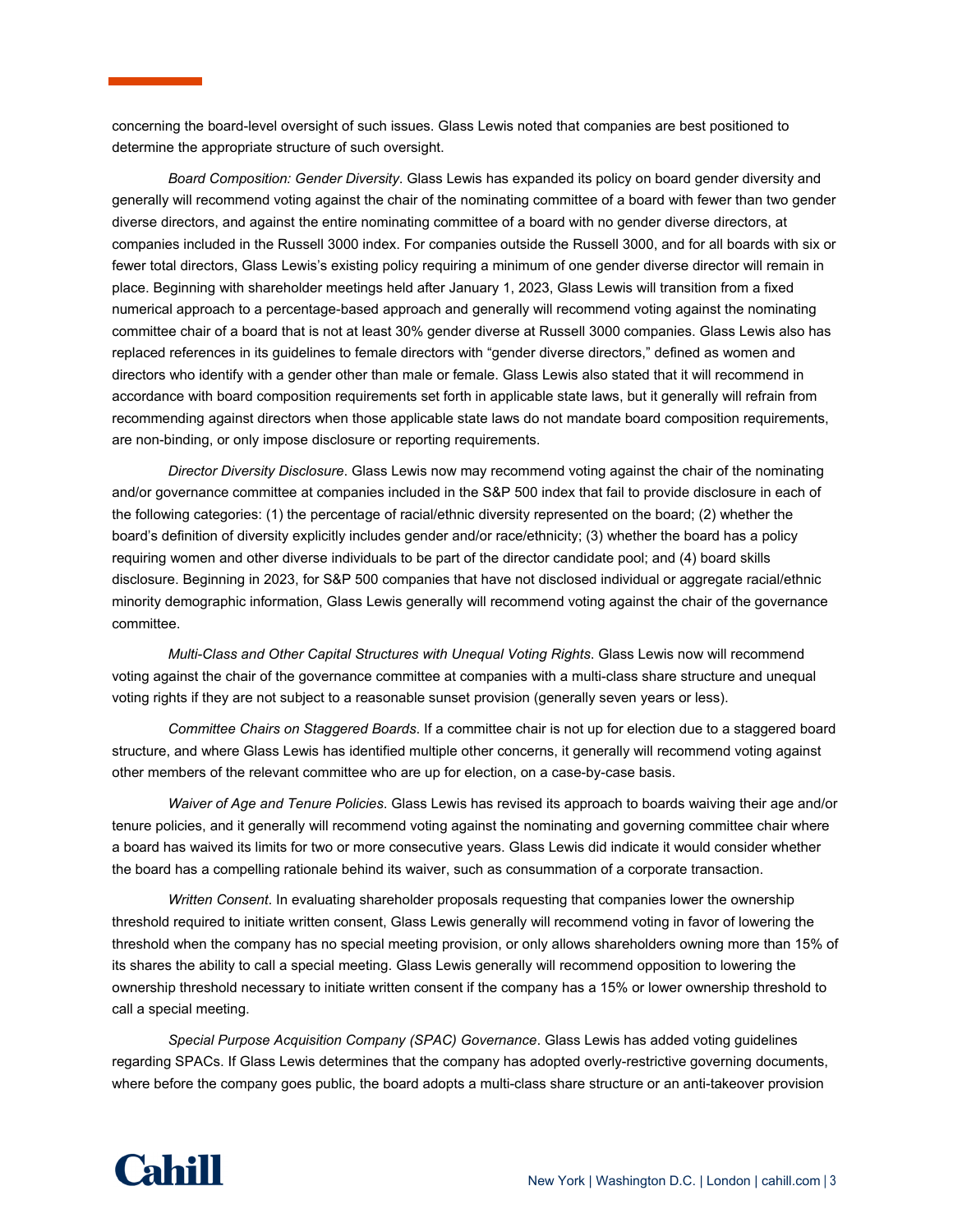concerning the board-level oversight of such issues. Glass Lewis noted that companies are best positioned to determine the appropriate structure of such oversight.

*Board Composition: Gender Diversity*. Glass Lewis has expanded its policy on board gender diversity and generally will recommend voting against the chair of the nominating committee of a board with fewer than two gender diverse directors, and against the entire nominating committee of a board with no gender diverse directors, at companies included in the Russell 3000 index. For companies outside the Russell 3000, and for all boards with six or fewer total directors, Glass Lewis's existing policy requiring a minimum of one gender diverse director will remain in place. Beginning with shareholder meetings held after January 1, 2023, Glass Lewis will transition from a fixed numerical approach to a percentage-based approach and generally will recommend voting against the nominating committee chair of a board that is not at least 30% gender diverse at Russell 3000 companies. Glass Lewis also has replaced references in its guidelines to female directors with "gender diverse directors," defined as women and directors who identify with a gender other than male or female. Glass Lewis also stated that it will recommend in accordance with board composition requirements set forth in applicable state laws, but it generally will refrain from recommending against directors when those applicable state laws do not mandate board composition requirements, are non-binding, or only impose disclosure or reporting requirements.

*Director Diversity Disclosure*. Glass Lewis now may recommend voting against the chair of the nominating and/or governance committee at companies included in the S&P 500 index that fail to provide disclosure in each of the following categories: (1) the percentage of racial/ethnic diversity represented on the board; (2) whether the board's definition of diversity explicitly includes gender and/or race/ethnicity; (3) whether the board has a policy requiring women and other diverse individuals to be part of the director candidate pool; and (4) board skills disclosure. Beginning in 2023, for S&P 500 companies that have not disclosed individual or aggregate racial/ethnic minority demographic information, Glass Lewis generally will recommend voting against the chair of the governance committee.

*Multi-Class and Other Capital Structures with Unequal Voting Rights*. Glass Lewis now will recommend voting against the chair of the governance committee at companies with a multi-class share structure and unequal voting rights if they are not subject to a reasonable sunset provision (generally seven years or less).

*Committee Chairs on Staggered Boards*. If a committee chair is not up for election due to a staggered board structure, and where Glass Lewis has identified multiple other concerns, it generally will recommend voting against other members of the relevant committee who are up for election, on a case-by-case basis.

*Waiver of Age and Tenure Policies*. Glass Lewis has revised its approach to boards waiving their age and/or tenure policies, and it generally will recommend voting against the nominating and governing committee chair where a board has waived its limits for two or more consecutive years. Glass Lewis did indicate it would consider whether the board has a compelling rationale behind its waiver, such as consummation of a corporate transaction.

*Written Consent*. In evaluating shareholder proposals requesting that companies lower the ownership threshold required to initiate written consent, Glass Lewis generally will recommend voting in favor of lowering the threshold when the company has no special meeting provision, or only allows shareholders owning more than 15% of its shares the ability to call a special meeting. Glass Lewis generally will recommend opposition to lowering the ownership threshold necessary to initiate written consent if the company has a 15% or lower ownership threshold to call a special meeting.

*Special Purpose Acquisition Company (SPAC) Governance*. Glass Lewis has added voting guidelines regarding SPACs. If Glass Lewis determines that the company has adopted overly-restrictive governing documents, where before the company goes public, the board adopts a multi-class share structure or an anti-takeover provision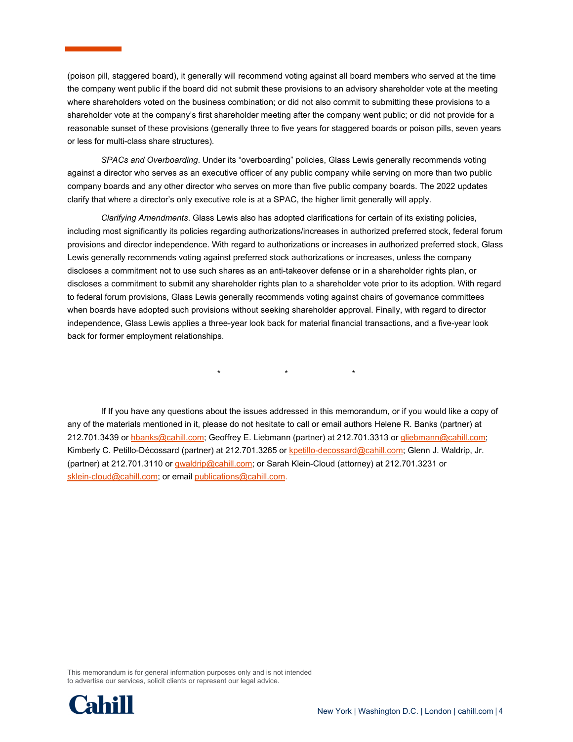(poison pill, staggered board), it generally will recommend voting against all board members who served at the time the company went public if the board did not submit these provisions to an advisory shareholder vote at the meeting where shareholders voted on the business combination; or did not also commit to submitting these provisions to a shareholder vote at the company's first shareholder meeting after the company went public; or did not provide for a reasonable sunset of these provisions (generally three to five years for staggered boards or poison pills, seven years or less for multi-class share structures).

*SPACs and Overboarding*. Under its "overboarding" policies, Glass Lewis generally recommends voting against a director who serves as an executive officer of any public company while serving on more than two public company boards and any other director who serves on more than five public company boards. The 2022 updates clarify that where a director's only executive role is at a SPAC, the higher limit generally will apply.

*Clarifying Amendments*. Glass Lewis also has adopted clarifications for certain of its existing policies, including most significantly its policies regarding authorizations/increases in authorized preferred stock, federal forum provisions and director independence. With regard to authorizations or increases in authorized preferred stock, Glass Lewis generally recommends voting against preferred stock authorizations or increases, unless the company discloses a commitment not to use such shares as an anti-takeover defense or in a shareholder rights plan, or discloses a commitment to submit any shareholder rights plan to a shareholder vote prior to its adoption. With regard to federal forum provisions, Glass Lewis generally recommends voting against chairs of governance committees when boards have adopted such provisions without seeking shareholder approval. Finally, with regard to director independence, Glass Lewis applies a three-year look back for material financial transactions, and a five-year look back for former employment relationships.

\* \* \*

If If you have any questions about the issues addressed in this memorandum, or if you would like a copy of any of the materials mentioned in it, please do not hesitate to call or email authors Helene R. Banks (partner) at 212.701.3439 or hbanks@cahill.com; Geoffrey E. Liebmann (partner) at 212.701.3313 or gliebmann@cahill.com; Kimberly C. Petillo-Décossard (partner) at 212.701.3265 or kpetillo-decossard@cahill.com; Glenn J. Waldrip, Jr. (partner) at 212.701.3110 or gwaldrip@cahill.com; or Sarah Klein-Cloud (attorney) at 212.701.3231 or sklein-cloud@cahill.com; or email publications@cahill.com.

This memorandum is for general information purposes only and is not intended to advertise our services, solicit clients or represent our legal advice.